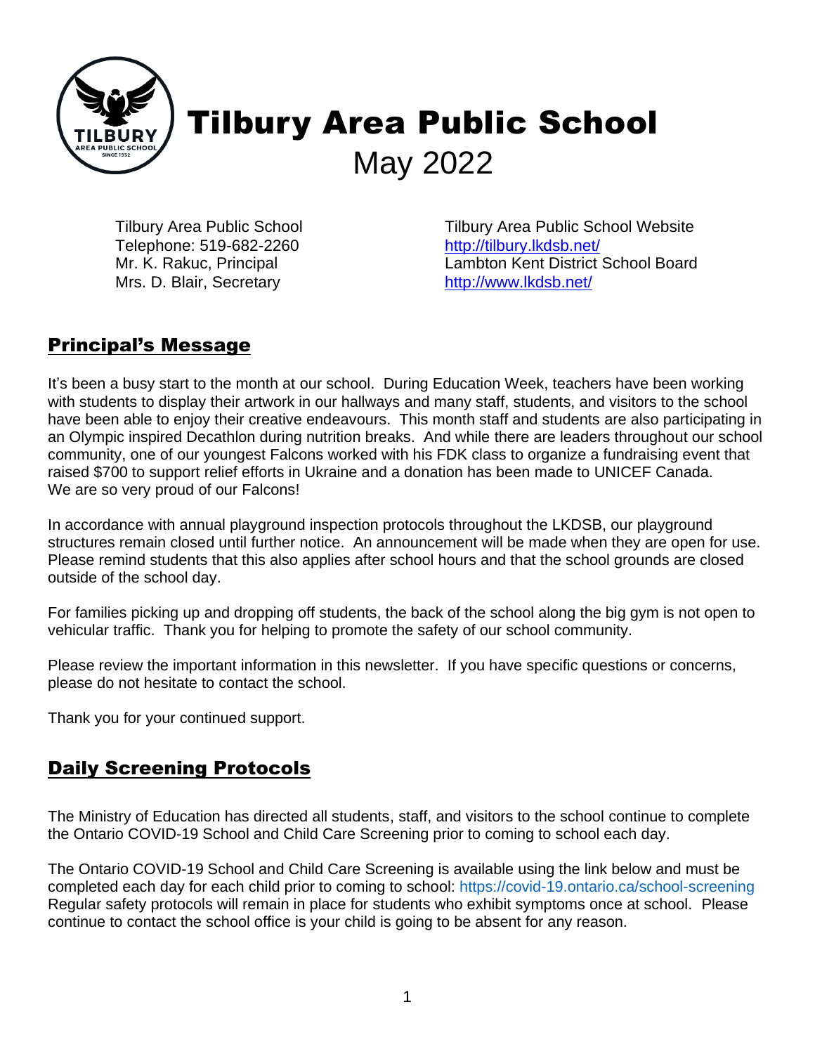# Tilbury Area Public School

May 2022

Tilbury Area Public School
Telephone: 519-682-2260
Mr. K. Rakuc, Principal
Mrs. D. Blair, Secretary

Tilbury Area Public School Website
http://tilbury.lkdsb.net/
Lambton Kent District School Board
http://www.lkdsb.net/

## Principal's Message

It's been a busy start to the month at our school. During Education Week, teachers have been working with students to display their artwork in our hallways and many staff, students, and visitors to the school have been able to enjoy their creative endeavours. This month staff and students are also participating in an Olympic inspired Decathlon during nutrition breaks. And while there are leaders throughout our school community, one of our youngest Falcons worked with his FDK class to organize a fundraising event that raised $700 to support relief efforts in Ukraine and a donation has been made to UNICEF Canada. We are so very proud of our Falcons!

In accordance with annual playground inspection protocols throughout the LKDSB, our playground structures remain closed until further notice. An announcement will be made when they are open for use. Please remind students that this also applies after school hours and that the school grounds are closed outside of the school day.

For families picking up and dropping off students, the back of the school along the big gym is not open to vehicular traffic. Thank you for helping to promote the safety of our school community.

Please review the important information in this newsletter. If you have specific questions or concerns, please do not hesitate to contact the school.

Thank you for your continued support.

## Daily Screening Protocols

The Ministry of Education has directed all students, staff, and visitors to the school continue to complete the Ontario COVID-19 School and Child Care Screening prior to coming to school each day.

The Ontario COVID-19 School and Child Care Screening is available using the link below and must be completed each day for each child prior to coming to school: https://covid-19.ontario.ca/school-screening
Regular safety protocols will remain in place for students who exhibit symptoms once at school. Please continue to contact the school office is your child is going to be absent for any reason.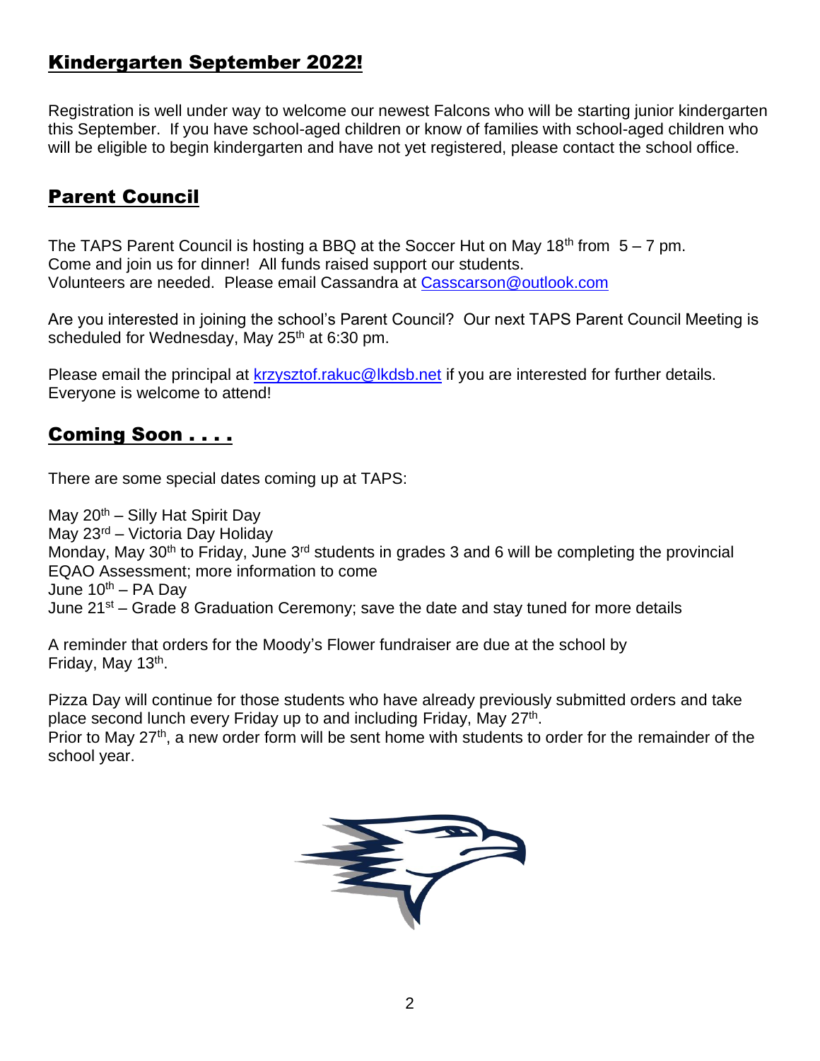## Kindergarten September 2022!

Registration is well under way to welcome our newest Falcons who will be starting junior kindergarten this September. If you have school-aged children or know of families with school-aged children who will be eligible to begin kindergarten and have not yet registered, please contact the school office.

## Parent Council

The TAPS Parent Council is hosting a BBQ at the Soccer Hut on May 18th from 5 – 7 pm.
Come and join us for dinner! All funds raised support our students.
Volunteers are needed. Please email Cassandra at Casscarson@outlook.com

Are you interested in joining the school's Parent Council? Our next TAPS Parent Council Meeting is scheduled for Wednesday, May 25th at 6:30 pm.

Please email the principal at krzysztof.rakuc@lkdsb.net if you are interested for further details.
Everyone is welcome to attend!

## Coming Soon . . . .

There are some special dates coming up at TAPS:

May 20th – Silly Hat Spirit Day
May 23rd – Victoria Day Holiday
Monday, May 30th to Friday, June 3rd students in grades 3 and 6 will be completing the provincial EQAO Assessment; more information to come
June 10th – PA Day
June 21st – Grade 8 Graduation Ceremony; save the date and stay tuned for more details

A reminder that orders for the Moody's Flower fundraiser are due at the school by Friday, May 13th.

Pizza Day will continue for those students who have already previously submitted orders and take place second lunch every Friday up to and including Friday, May 27th.
Prior to May 27th, a new order form will be sent home with students to order for the remainder of the school year.